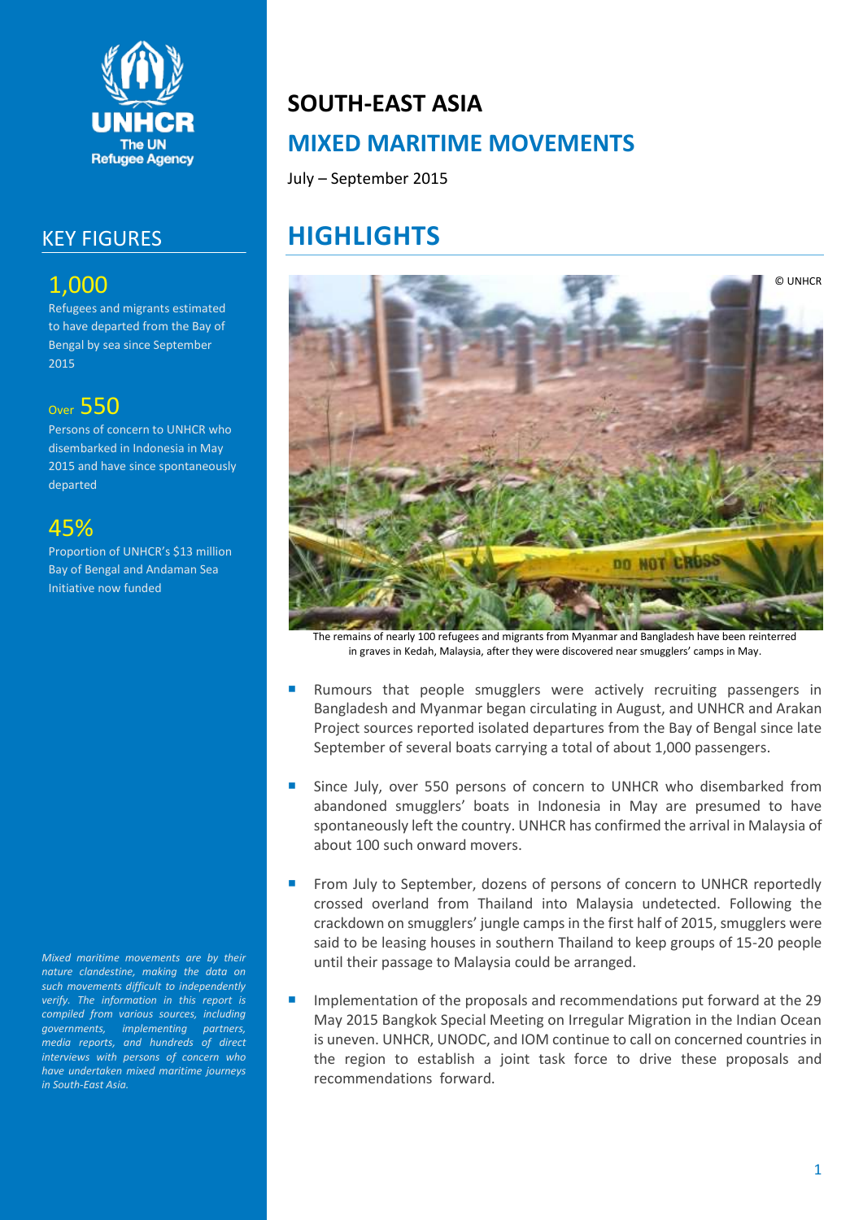UNHCR
The UN Refugee Agency

# SOUTH-EAST ASIA

## MIXED MARITIME MOVEMENTS

July – September 2015

## KEY FIGURES

**1,000**
Refugees and migrants estimated to have departed from the Bay of Bengal by sea since September 2015

**Over 550**
Persons of concern to UNHCR who disembarked in Indonesia in May 2015 and have since spontaneously departed

**45%**
Proportion of UNHCR's $13 million Bay of Bengal and Andaman Sea Initiative now funded

*Mixed maritime movements are by their nature clandestine, making the data on such movements difficult to independently verify. The information in this report is compiled from various sources, including governments, implementing partners, media reports, and hundreds of direct interviews with persons of concern who have undertaken mixed maritime journeys in South-East Asia.*

## HIGHLIGHTS

© UNHCR

The remains of nearly 100 refugees and migrants from Myanmar and Bangladesh have been reinterred in graves in Kedah, Malaysia, after they were discovered near smugglers' camps in May.

- Rumours that people smugglers were actively recruiting passengers in Bangladesh and Myanmar began circulating in August, and UNHCR and Arakan Project sources reported isolated departures from the Bay of Bengal since late September of several boats carrying a total of about 1,000 passengers.
- Since July, over 550 persons of concern to UNHCR who disembarked from abandoned smugglers' boats in Indonesia in May are presumed to have spontaneously left the country. UNHCR has confirmed the arrival in Malaysia of about 100 such onward movers.
- From July to September, dozens of persons of concern to UNHCR reportedly crossed overland from Thailand into Malaysia undetected. Following the crackdown on smugglers' jungle camps in the first half of 2015, smugglers were said to be leasing houses in southern Thailand to keep groups of 15-20 people until their passage to Malaysia could be arranged.
- Implementation of the proposals and recommendations put forward at the 29 May 2015 Bangkok Special Meeting on Irregular Migration in the Indian Ocean is uneven. UNHCR, UNODC, and IOM continue to call on concerned countries in the region to establish a joint task force to drive these proposals and recommendations forward.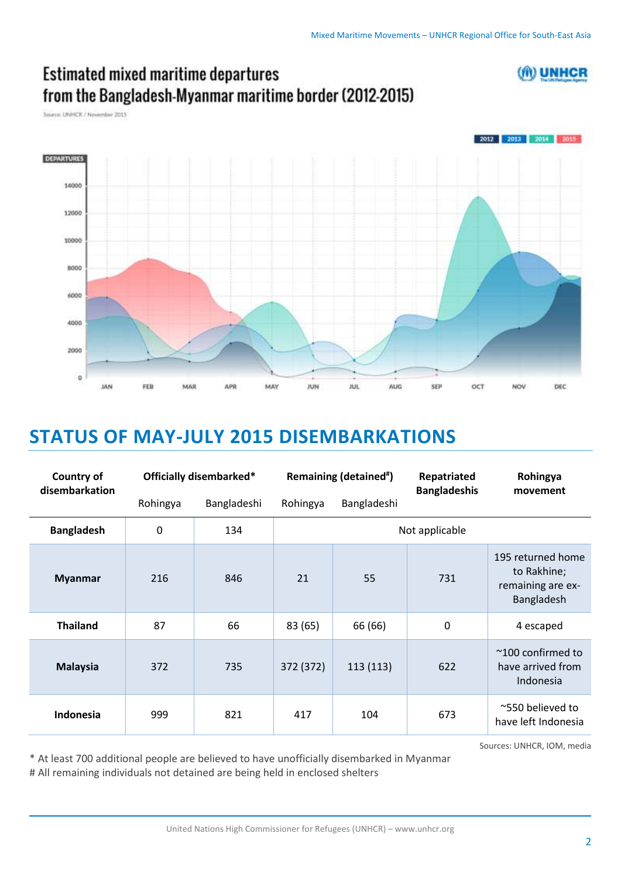## Estimated mixed maritime departures from the Bangladesh-Myanmar maritime border (2012-2015)

Source: UNHCR / November 2015

## STATUS OF MAY-JULY 2015 DISEMBARKATIONS

| Country of disembarkation | Officially disembarked* | | Remaining (detained#) | | Repatriated Bangladeshis | Rohingya movement |
|---|---|---|---|---|---|---|
| | Rohingya | Bangladeshi | Rohingya | Bangladeshi | | |
| **Bangladesh** | 0 | 134 | Not applicable | | | |
| **Myanmar** | 216 | 846 | 21 | 55 | 731 | 195 returned home to Rakhine; remaining are ex-Bangladesh |
| **Thailand** | 87 | 66 | 83 (65) | 66 (66) | 0 | 4 escaped |
| **Malaysia** | 372 | 735 | 372 (372) | 113 (113) | 622 | ~100 confirmed to have arrived from Indonesia |
| **Indonesia** | 999 | 821 | 417 | 104 | 673 | ~550 believed to have left Indonesia |

Sources: UNHCR, IOM, media

\* At least 700 additional people are believed to have unofficially disembarked in Myanmar

\# All remaining individuals not detained are being held in enclosed shelters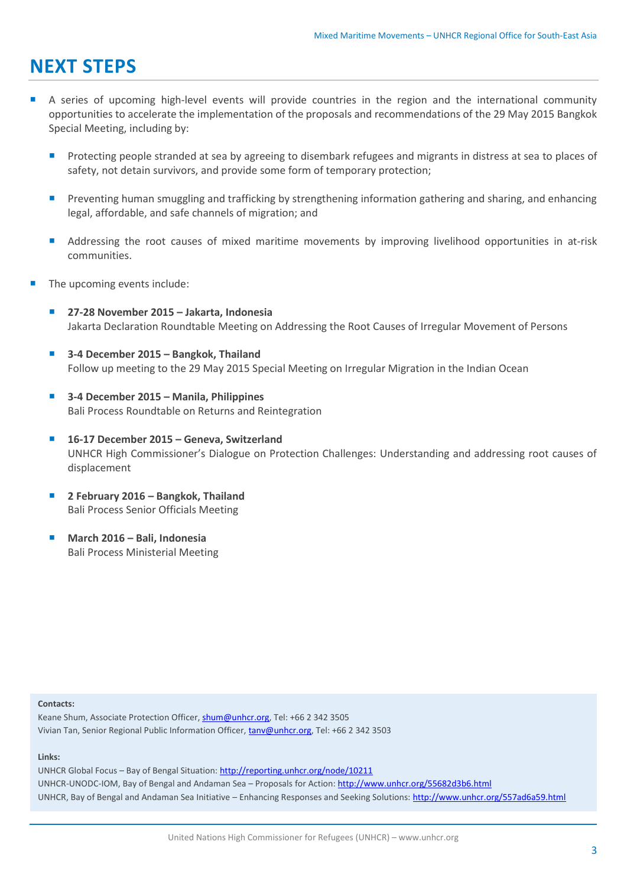# NEXT STEPS

- A series of upcoming high-level events will provide countries in the region and the international community opportunities to accelerate the implementation of the proposals and recommendations of the 29 May 2015 Bangkok Special Meeting, including by:
  - Protecting people stranded at sea by agreeing to disembark refugees and migrants in distress at sea to places of safety, not detain survivors, and provide some form of temporary protection;
  - Preventing human smuggling and trafficking by strengthening information gathering and sharing, and enhancing legal, affordable, and safe channels of migration; and
  - Addressing the root causes of mixed maritime movements by improving livelihood opportunities in at-risk communities.
- The upcoming events include:
  - **27-28 November 2015 – Jakarta, Indonesia**
    Jakarta Declaration Roundtable Meeting on Addressing the Root Causes of Irregular Movement of Persons
  - **3-4 December 2015 – Bangkok, Thailand**
    Follow up meeting to the 29 May 2015 Special Meeting on Irregular Migration in the Indian Ocean
  - **3-4 December 2015 – Manila, Philippines**
    Bali Process Roundtable on Returns and Reintegration
  - **16-17 December 2015 – Geneva, Switzerland**
    UNHCR High Commissioner's Dialogue on Protection Challenges: Understanding and addressing root causes of displacement
  - **2 February 2016 – Bangkok, Thailand**
    Bali Process Senior Officials Meeting
  - **March 2016 – Bali, Indonesia**
    Bali Process Ministerial Meeting

**Contacts:**
Keane Shum, Associate Protection Officer, shum@unhcr.org, Tel: +66 2 342 3505
Vivian Tan, Senior Regional Public Information Officer, tanv@unhcr.org, Tel: +66 2 342 3503

**Links:**
UNHCR Global Focus – Bay of Bengal Situation: http://reporting.unhcr.org/node/10211
UNHCR-UNODC-IOM, Bay of Bengal and Andaman Sea – Proposals for Action: http://www.unhcr.org/55682d3b6.html
UNHCR, Bay of Bengal and Andaman Sea Initiative – Enhancing Responses and Seeking Solutions: http://www.unhcr.org/557ad6a59.html